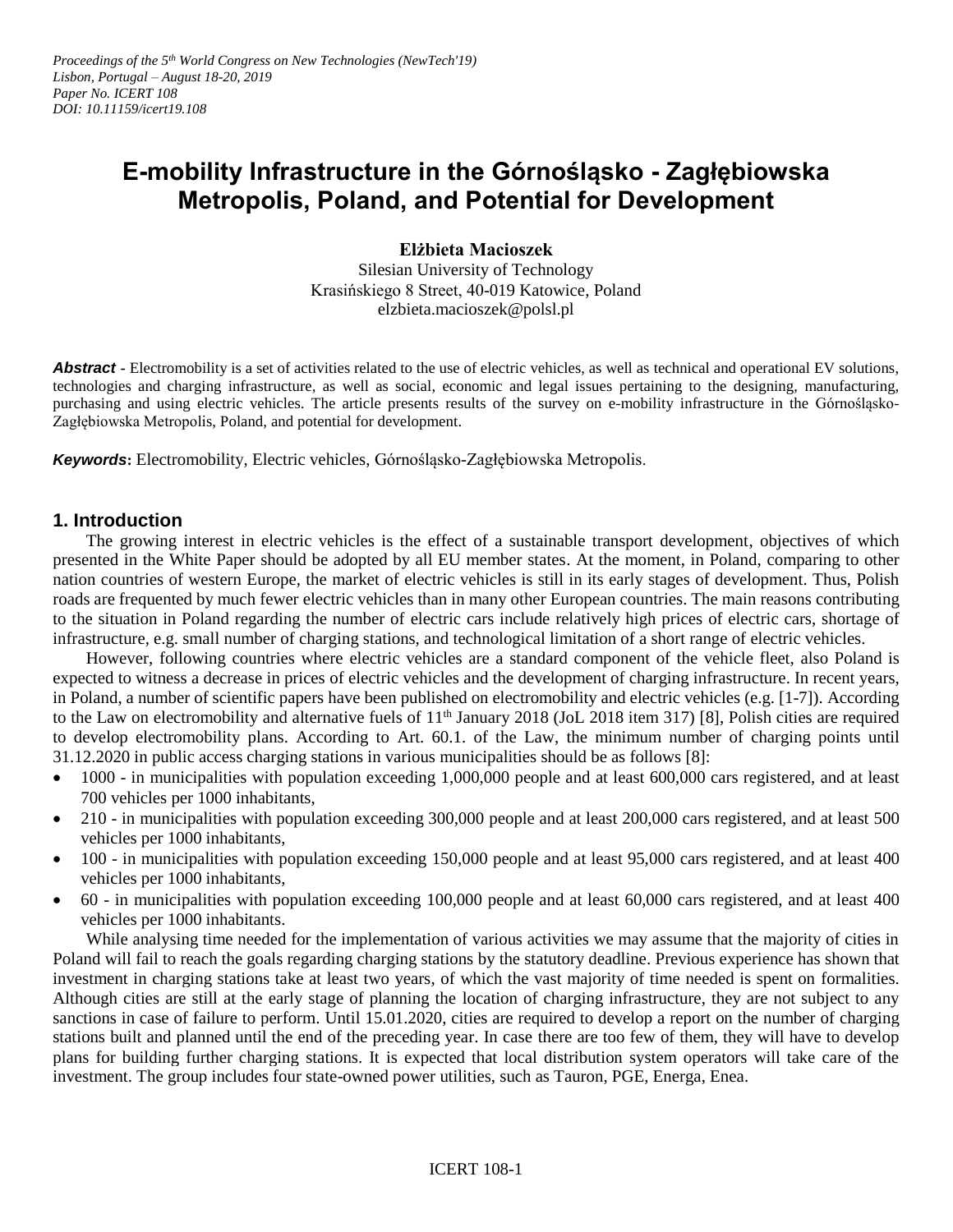*Proceedings of the 5th World Congress on New Technologies (NewTech'19)*
*Lisbon, Portugal – August 18-20, 2019*
*Paper No. ICERT 108*
*DOI: 10.11159/icert19.108*

# E-mobility Infrastructure in the Górnośląsko - Zagłębiowska Metropolis, Poland, and Potential for Development

**Elżbieta Macioszek**
Silesian University of Technology
Krasińskiego 8 Street, 40-019 Katowice, Poland
elzbieta.macioszek@polsl.pl

***Abstract*** - Electromobility is a set of activities related to the use of electric vehicles, as well as technical and operational EV solutions, technologies and charging infrastructure, as well as social, economic and legal issues pertaining to the designing, manufacturing, purchasing and using electric vehicles. The article presents results of the survey on e-mobility infrastructure in the Górnośląsko-Zagłębiowska Metropolis, Poland, and potential for development.

***Keywords*:** Electromobility, Electric vehicles, Górnośląsko-Zagłębiowska Metropolis.

## 1. Introduction

The growing interest in electric vehicles is the effect of a sustainable transport development, objectives of which presented in the White Paper should be adopted by all EU member states. At the moment, in Poland, comparing to other nation countries of western Europe, the market of electric vehicles is still in its early stages of development. Thus, Polish roads are frequented by much fewer electric vehicles than in many other European countries. The main reasons contributing to the situation in Poland regarding the number of electric cars include relatively high prices of electric cars, shortage of infrastructure, e.g. small number of charging stations, and technological limitation of a short range of electric vehicles.

However, following countries where electric vehicles are a standard component of the vehicle fleet, also Poland is expected to witness a decrease in prices of electric vehicles and the development of charging infrastructure. In recent years, in Poland, a number of scientific papers have been published on electromobility and electric vehicles (e.g. [1-7]). According to the Law on electromobility and alternative fuels of 11th January 2018 (JoL 2018 item 317) [8], Polish cities are required to develop electromobility plans. According to Art. 60.1. of the Law, the minimum number of charging points until 31.12.2020 in public access charging stations in various municipalities should be as follows [8]:

- 1000 - in municipalities with population exceeding 1,000,000 people and at least 600,000 cars registered, and at least 700 vehicles per 1000 inhabitants,
- 210 - in municipalities with population exceeding 300,000 people and at least 200,000 cars registered, and at least 500 vehicles per 1000 inhabitants,
- 100 - in municipalities with population exceeding 150,000 people and at least 95,000 cars registered, and at least 400 vehicles per 1000 inhabitants,
- 60 - in municipalities with population exceeding 100,000 people and at least 60,000 cars registered, and at least 400 vehicles per 1000 inhabitants.

While analysing time needed for the implementation of various activities we may assume that the majority of cities in Poland will fail to reach the goals regarding charging stations by the statutory deadline. Previous experience has shown that investment in charging stations take at least two years, of which the vast majority of time needed is spent on formalities. Although cities are still at the early stage of planning the location of charging infrastructure, they are not subject to any sanctions in case of failure to perform. Until 15.01.2020, cities are required to develop a report on the number of charging stations built and planned until the end of the preceding year. In case there are too few of them, they will have to develop plans for building further charging stations. It is expected that local distribution system operators will take care of the investment. The group includes four state-owned power utilities, such as Tauron, PGE, Energa, Enea.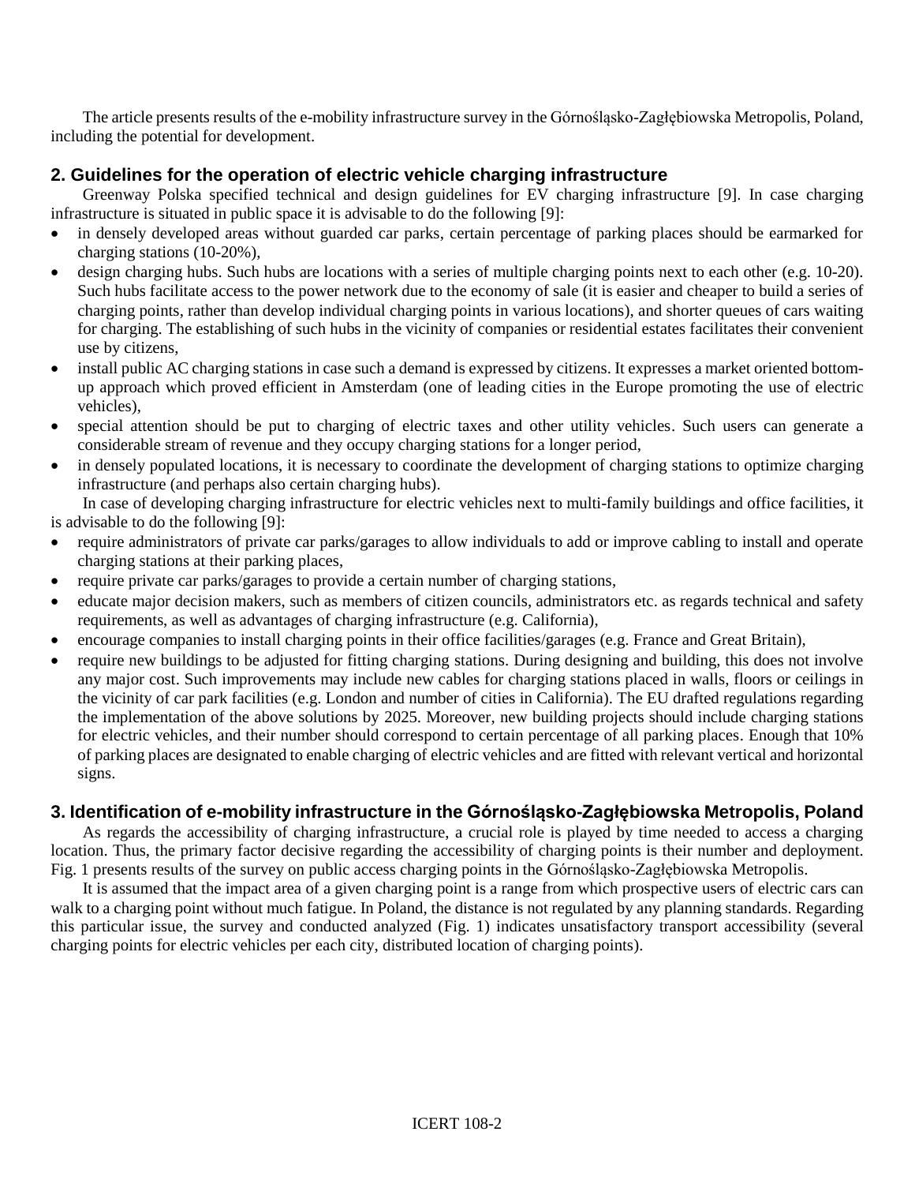The article presents results of the e-mobility infrastructure survey in the Górnośląsko-Zagłębiowska Metropolis, Poland, including the potential for development.

## 2. Guidelines for the operation of electric vehicle charging infrastructure

Greenway Polska specified technical and design guidelines for EV charging infrastructure [9]. In case charging infrastructure is situated in public space it is advisable to do the following [9]:

- in densely developed areas without guarded car parks, certain percentage of parking places should be earmarked for charging stations (10-20%),
- design charging hubs. Such hubs are locations with a series of multiple charging points next to each other (e.g. 10-20). Such hubs facilitate access to the power network due to the economy of sale (it is easier and cheaper to build a series of charging points, rather than develop individual charging points in various locations), and shorter queues of cars waiting for charging. The establishing of such hubs in the vicinity of companies or residential estates facilitates their convenient use by citizens,
- install public AC charging stations in case such a demand is expressed by citizens. It expresses a market oriented bottom-up approach which proved efficient in Amsterdam (one of leading cities in the Europe promoting the use of electric vehicles),
- special attention should be put to charging of electric taxes and other utility vehicles. Such users can generate a considerable stream of revenue and they occupy charging stations for a longer period,
- in densely populated locations, it is necessary to coordinate the development of charging stations to optimize charging infrastructure (and perhaps also certain charging hubs).

In case of developing charging infrastructure for electric vehicles next to multi-family buildings and office facilities, it is advisable to do the following [9]:

- require administrators of private car parks/garages to allow individuals to add or improve cabling to install and operate charging stations at their parking places,
- require private car parks/garages to provide a certain number of charging stations,
- educate major decision makers, such as members of citizen councils, administrators etc. as regards technical and safety requirements, as well as advantages of charging infrastructure (e.g. California),
- encourage companies to install charging points in their office facilities/garages (e.g. France and Great Britain),
- require new buildings to be adjusted for fitting charging stations. During designing and building, this does not involve any major cost. Such improvements may include new cables for charging stations placed in walls, floors or ceilings in the vicinity of car park facilities (e.g. London and number of cities in California). The EU drafted regulations regarding the implementation of the above solutions by 2025. Moreover, new building projects should include charging stations for electric vehicles, and their number should correspond to certain percentage of all parking places. Enough that 10% of parking places are designated to enable charging of electric vehicles and are fitted with relevant vertical and horizontal signs.

## 3. Identification of e-mobility infrastructure in the Górnośląsko-Zagłębiowska Metropolis, Poland

As regards the accessibility of charging infrastructure, a crucial role is played by time needed to access a charging location. Thus, the primary factor decisive regarding the accessibility of charging points is their number and deployment. Fig. 1 presents results of the survey on public access charging points in the Górnośląsko-Zagłębiowska Metropolis.

It is assumed that the impact area of a given charging point is a range from which prospective users of electric cars can walk to a charging point without much fatigue. In Poland, the distance is not regulated by any planning standards. Regarding this particular issue, the survey and conducted analyzed (Fig. 1) indicates unsatisfactory transport accessibility (several charging points for electric vehicles per each city, distributed location of charging points).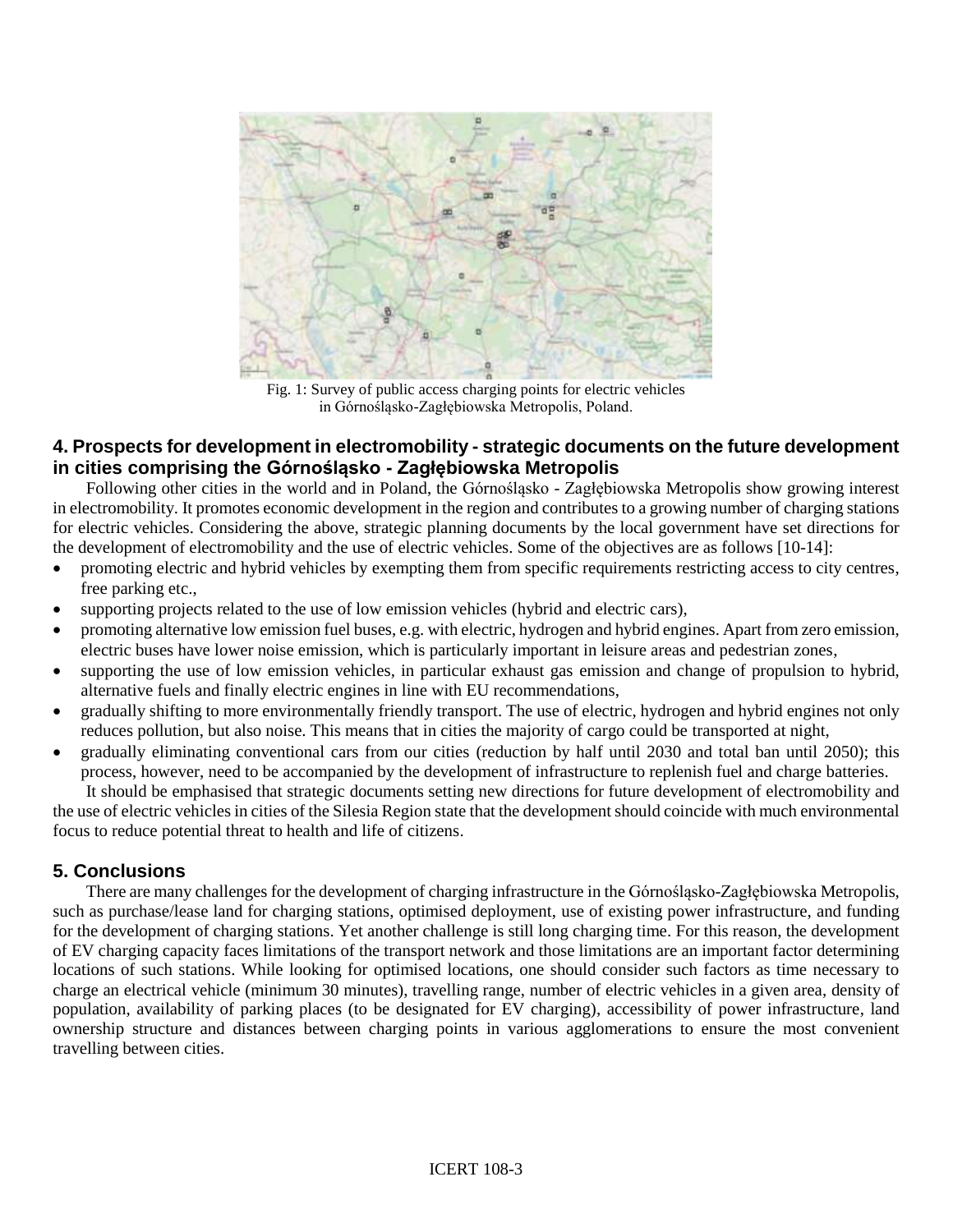Fig. 1: Survey of public access charging points for electric vehicles in Górnośląsko-Zagłębiowska Metropolis, Poland.

## 4. Prospects for development in electromobility - strategic documents on the future development in cities comprising the Górnośląsko - Zagłębiowska Metropolis

Following other cities in the world and in Poland, the Górnośląsko - Zagłębiowska Metropolis show growing interest in electromobility. It promotes economic development in the region and contributes to a growing number of charging stations for electric vehicles. Considering the above, strategic planning documents by the local government have set directions for the development of electromobility and the use of electric vehicles. Some of the objectives are as follows [10-14]:

- promoting electric and hybrid vehicles by exempting them from specific requirements restricting access to city centres, free parking etc.,
- supporting projects related to the use of low emission vehicles (hybrid and electric cars),
- promoting alternative low emission fuel buses, e.g. with electric, hydrogen and hybrid engines. Apart from zero emission, electric buses have lower noise emission, which is particularly important in leisure areas and pedestrian zones,
- supporting the use of low emission vehicles, in particular exhaust gas emission and change of propulsion to hybrid, alternative fuels and finally electric engines in line with EU recommendations,
- gradually shifting to more environmentally friendly transport. The use of electric, hydrogen and hybrid engines not only reduces pollution, but also noise. This means that in cities the majority of cargo could be transported at night,
- gradually eliminating conventional cars from our cities (reduction by half until 2030 and total ban until 2050); this process, however, need to be accompanied by the development of infrastructure to replenish fuel and charge batteries.

It should be emphasised that strategic documents setting new directions for future development of electromobility and the use of electric vehicles in cities of the Silesia Region state that the development should coincide with much environmental focus to reduce potential threat to health and life of citizens.

## 5. Conclusions

There are many challenges for the development of charging infrastructure in the Górnośląsko-Zagłębiowska Metropolis, such as purchase/lease land for charging stations, optimised deployment, use of existing power infrastructure, and funding for the development of charging stations. Yet another challenge is still long charging time. For this reason, the development of EV charging capacity faces limitations of the transport network and those limitations are an important factor determining locations of such stations. While looking for optimised locations, one should consider such factors as time necessary to charge an electrical vehicle (minimum 30 minutes), travelling range, number of electric vehicles in a given area, density of population, availability of parking places (to be designated for EV charging), accessibility of power infrastructure, land ownership structure and distances between charging points in various agglomerations to ensure the most convenient travelling between cities.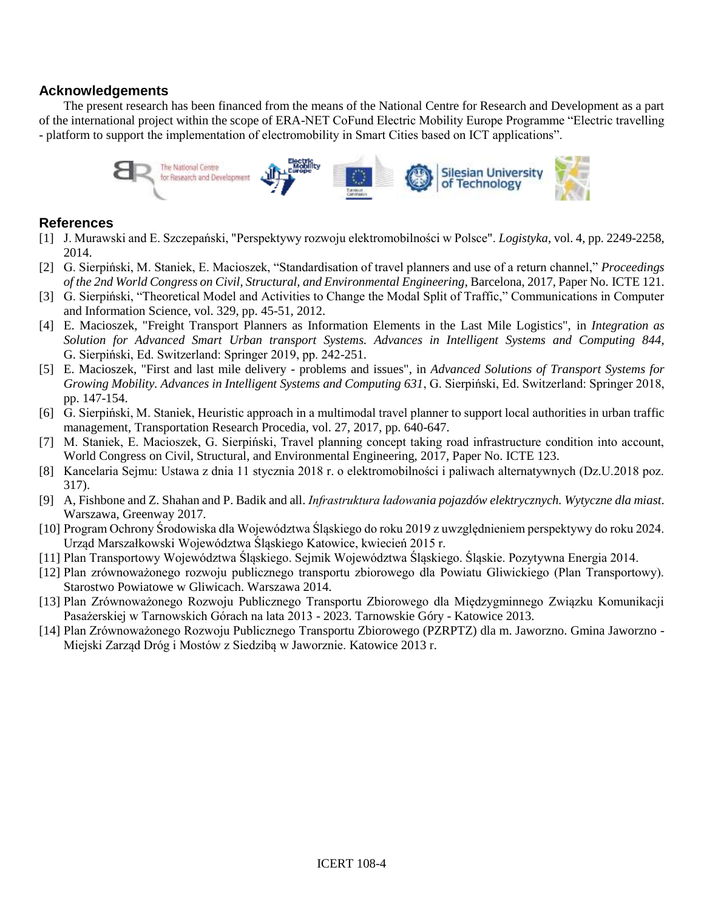## Acknowledgements

The present research has been financed from the means of the National Centre for Research and Development as a part of the international project within the scope of ERA-NET CoFund Electric Mobility Europe Programme "Electric travelling - platform to support the implementation of electromobility in Smart Cities based on ICT applications".

## References

[1] J. Murawski and E. Szczepański, "Perspektywy rozwoju elektromobilności w Polsce". *Logistyka*, vol. 4, pp. 2249-2258, 2014.

[2] G. Sierpiński, M. Staniek, E. Macioszek, "Standardisation of travel planners and use of a return channel," *Proceedings of the 2nd World Congress on Civil, Structural, and Environmental Engineering*, Barcelona, 2017, Paper No. ICTE 121.

[3] G. Sierpiński, "Theoretical Model and Activities to Change the Modal Split of Traffic," Communications in Computer and Information Science, vol. 329, pp. 45-51, 2012.

[4] E. Macioszek, "Freight Transport Planners as Information Elements in the Last Mile Logistics", in *Integration as Solution for Advanced Smart Urban transport Systems. Advances in Intelligent Systems and Computing 844*, G. Sierpiński, Ed. Switzerland: Springer 2019, pp. 242-251.

[5] E. Macioszek, "First and last mile delivery - problems and issues", in *Advanced Solutions of Transport Systems for Growing Mobility. Advances in Intelligent Systems and Computing 631*, G. Sierpiński, Ed. Switzerland: Springer 2018, pp. 147-154.

[6] G. Sierpiński, M. Staniek, Heuristic approach in a multimodal travel planner to support local authorities in urban traffic management, Transportation Research Procedia, vol. 27, 2017, pp. 640-647.

[7] M. Staniek, E. Macioszek, G. Sierpiński, Travel planning concept taking road infrastructure condition into account, World Congress on Civil, Structural, and Environmental Engineering, 2017, Paper No. ICTE 123.

[8] Kancelaria Sejmu: Ustawa z dnia 11 stycznia 2018 r. o elektromobilności i paliwach alternatywnych (Dz.U.2018 poz. 317).

[9] A, Fishbone and Z. Shahan and P. Badik and all. *Infrastruktura ładowania pojazdów elektrycznych. Wytyczne dla miast*. Warszawa, Greenway 2017.

[10] Program Ochrony Środowiska dla Województwa Śląskiego do roku 2019 z uwzględnieniem perspektywy do roku 2024. Urząd Marszałkowski Województwa Śląskiego Katowice, kwiecień 2015 r.

[11] Plan Transportowy Województwa Śląskiego. Sejmik Województwa Śląskiego. Śląskie. Pozytywna Energia 2014.

[12] Plan zrównoważonego rozwoju publicznego transportu zbiorowego dla Powiatu Gliwickiego (Plan Transportowy). Starostwo Powiatowe w Gliwicach. Warszawa 2014.

[13] Plan Zrównoważonego Rozwoju Publicznego Transportu Zbiorowego dla Międzygminnego Związku Komunikacji Pasażerskiej w Tarnowskich Górach na lata 2013 - 2023. Tarnowskie Góry - Katowice 2013.

[14] Plan Zrównoważonego Rozwoju Publicznego Transportu Zbiorowego (PZRPTZ) dla m. Jaworzno. Gmina Jaworzno - Miejski Zarząd Dróg i Mostów z Siedzibą w Jaworznie. Katowice 2013 r.